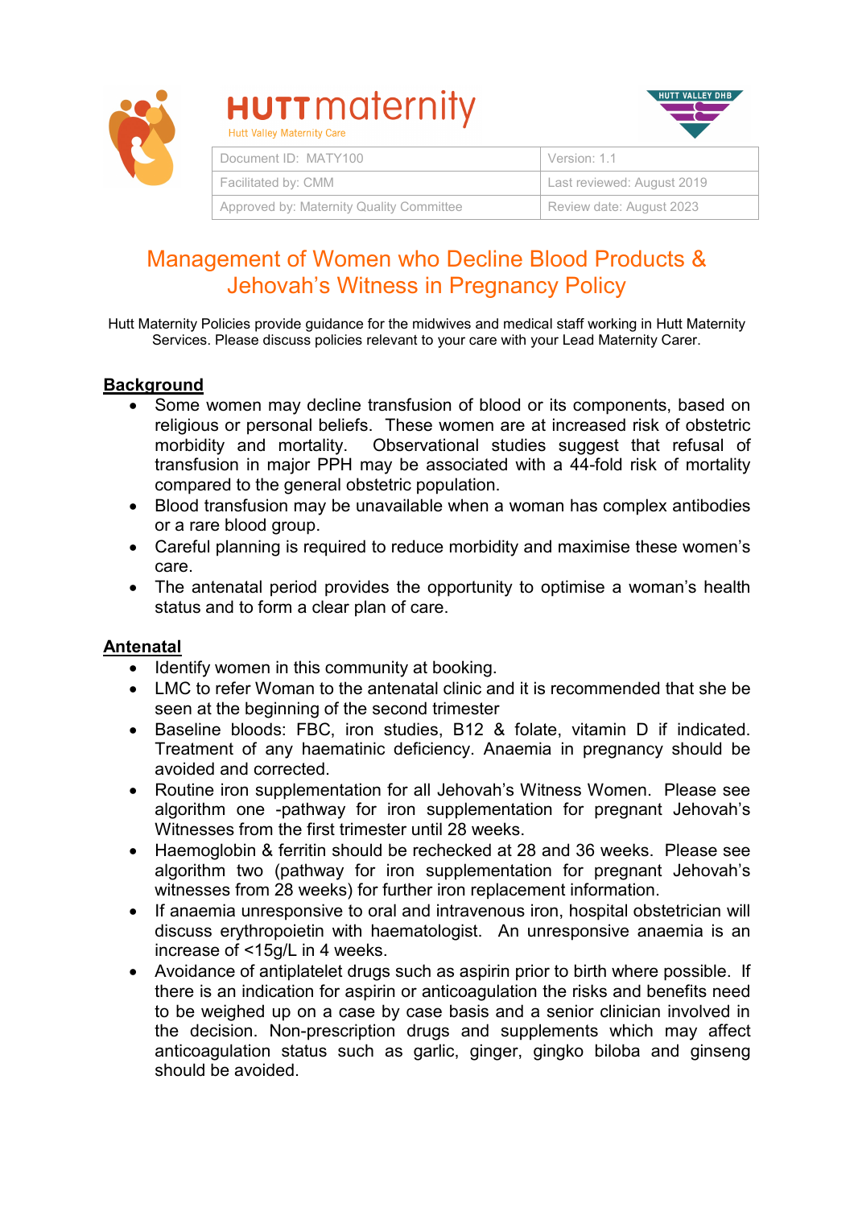HUTT maternity

Hutt Valley Maternity Care

HUTT VALLEY DHB

| Document ID: MATY100 | Version: 1.1 |
| --- | --- |
| Facilitated by: CMM | Last reviewed: August 2019 |
| Approved by: Maternity Quality Committee | Review date: August 2023 |

# Management of Women who Decline Blood Products & Jehovah's Witness in Pregnancy Policy

Hutt Maternity Policies provide guidance for the midwives and medical staff working in Hutt Maternity Services. Please discuss policies relevant to your care with your Lead Maternity Carer.

## Background

- Some women may decline transfusion of blood or its components, based on religious or personal beliefs. These women are at increased risk of obstetric morbidity and mortality. Observational studies suggest that refusal of transfusion in major PPH may be associated with a 44-fold risk of mortality compared to the general obstetric population.
- Blood transfusion may be unavailable when a woman has complex antibodies or a rare blood group.
- Careful planning is required to reduce morbidity and maximise these women's care.
- The antenatal period provides the opportunity to optimise a woman's health status and to form a clear plan of care.

## Antenatal

- Identify women in this community at booking.
- LMC to refer Woman to the antenatal clinic and it is recommended that she be seen at the beginning of the second trimester
- Baseline bloods: FBC, iron studies, B12 & folate, vitamin D if indicated. Treatment of any haematinic deficiency. Anaemia in pregnancy should be avoided and corrected.
- Routine iron supplementation for all Jehovah's Witness Women. Please see algorithm one -pathway for iron supplementation for pregnant Jehovah's Witnesses from the first trimester until 28 weeks.
- Haemoglobin & ferritin should be rechecked at 28 and 36 weeks. Please see algorithm two (pathway for iron supplementation for pregnant Jehovah's witnesses from 28 weeks) for further iron replacement information.
- If anaemia unresponsive to oral and intravenous iron, hospital obstetrician will discuss erythropoietin with haematologist. An unresponsive anaemia is an increase of <15g/L in 4 weeks.
- Avoidance of antiplatelet drugs such as aspirin prior to birth where possible. If there is an indication for aspirin or anticoagulation the risks and benefits need to be weighed up on a case by case basis and a senior clinician involved in the decision. Non-prescription drugs and supplements which may affect anticoagulation status such as garlic, ginger, gingko biloba and ginseng should be avoided.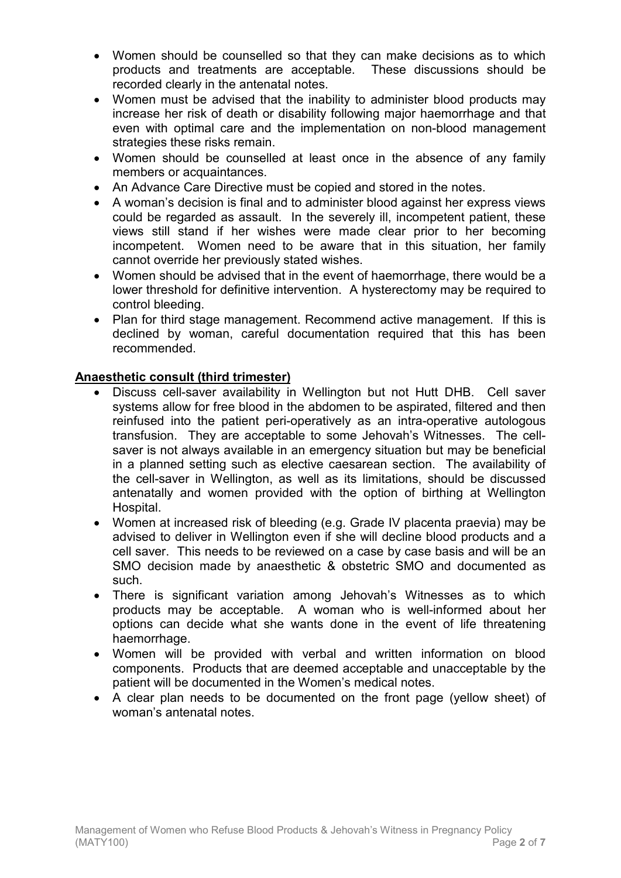- Women should be counselled so that they can make decisions as to which products and treatments are acceptable. These discussions should be recorded clearly in the antenatal notes.
- Women must be advised that the inability to administer blood products may increase her risk of death or disability following major haemorrhage and that even with optimal care and the implementation on non-blood management strategies these risks remain.
- Women should be counselled at least once in the absence of any family members or acquaintances.
- An Advance Care Directive must be copied and stored in the notes.
- A woman's decision is final and to administer blood against her express views could be regarded as assault. In the severely ill, incompetent patient, these views still stand if her wishes were made clear prior to her becoming incompetent. Women need to be aware that in this situation, her family cannot override her previously stated wishes.
- Women should be advised that in the event of haemorrhage, there would be a lower threshold for definitive intervention. A hysterectomy may be required to control bleeding.
- Plan for third stage management. Recommend active management. If this is declined by woman, careful documentation required that this has been recommended.

## Anaesthetic consult (third trimester)

- Discuss cell-saver availability in Wellington but not Hutt DHB. Cell saver systems allow for free blood in the abdomen to be aspirated, filtered and then reinfused into the patient peri-operatively as an intra-operative autologous transfusion. They are acceptable to some Jehovah's Witnesses. The cell-saver is not always available in an emergency situation but may be beneficial in a planned setting such as elective caesarean section. The availability of the cell-saver in Wellington, as well as its limitations, should be discussed antenatally and women provided with the option of birthing at Wellington Hospital.
- Women at increased risk of bleeding (e.g. Grade IV placenta praevia) may be advised to deliver in Wellington even if she will decline blood products and a cell saver. This needs to be reviewed on a case by case basis and will be an SMO decision made by anaesthetic & obstetric SMO and documented as such.
- There is significant variation among Jehovah's Witnesses as to which products may be acceptable. A woman who is well-informed about her options can decide what she wants done in the event of life threatening haemorrhage.
- Women will be provided with verbal and written information on blood components. Products that are deemed acceptable and unacceptable by the patient will be documented in the Women's medical notes.
- A clear plan needs to be documented on the front page (yellow sheet) of woman's antenatal notes.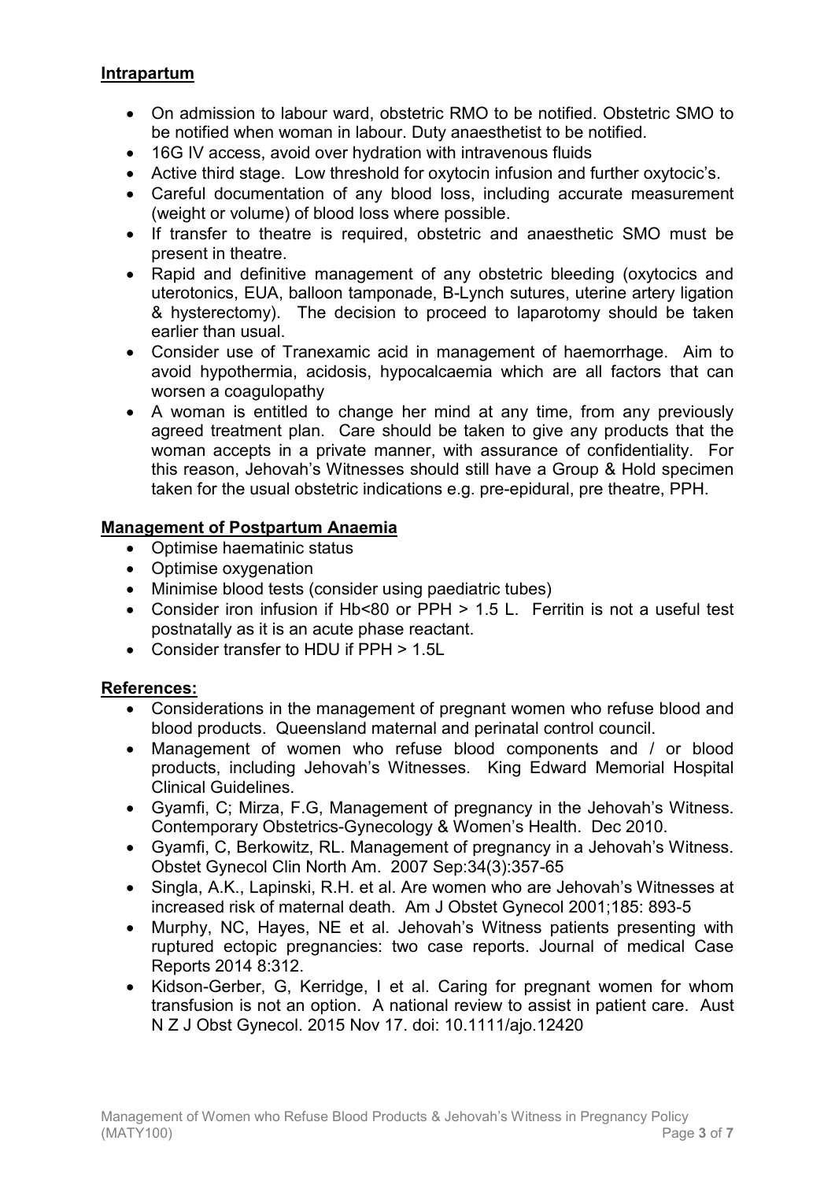## Intrapartum

- On admission to labour ward, obstetric RMO to be notified. Obstetric SMO to be notified when woman in labour. Duty anaesthetist to be notified.
- 16G IV access, avoid over hydration with intravenous fluids
- Active third stage. Low threshold for oxytocin infusion and further oxytocic's.
- Careful documentation of any blood loss, including accurate measurement (weight or volume) of blood loss where possible.
- If transfer to theatre is required, obstetric and anaesthetic SMO must be present in theatre.
- Rapid and definitive management of any obstetric bleeding (oxytocics and uterotonics, EUA, balloon tamponade, B-Lynch sutures, uterine artery ligation & hysterectomy). The decision to proceed to laparotomy should be taken earlier than usual.
- Consider use of Tranexamic acid in management of haemorrhage. Aim to avoid hypothermia, acidosis, hypocalcaemia which are all factors that can worsen a coagulopathy
- A woman is entitled to change her mind at any time, from any previously agreed treatment plan. Care should be taken to give any products that the woman accepts in a private manner, with assurance of confidentiality. For this reason, Jehovah's Witnesses should still have a Group & Hold specimen taken for the usual obstetric indications e.g. pre-epidural, pre theatre, PPH.

## Management of Postpartum Anaemia

- Optimise haematinic status
- Optimise oxygenation
- Minimise blood tests (consider using paediatric tubes)
- Consider iron infusion if Hb<80 or PPH > 1.5 L. Ferritin is not a useful test postnatally as it is an acute phase reactant.
- Consider transfer to HDU if PPH > 1.5L

## References:

- Considerations in the management of pregnant women who refuse blood and blood products. Queensland maternal and perinatal control council.
- Management of women who refuse blood components and / or blood products, including Jehovah's Witnesses. King Edward Memorial Hospital Clinical Guidelines.
- Gyamfi, C; Mirza, F.G, Management of pregnancy in the Jehovah's Witness. Contemporary Obstetrics-Gynecology & Women's Health. Dec 2010.
- Gyamfi, C, Berkowitz, RL. Management of pregnancy in a Jehovah's Witness. Obstet Gynecol Clin North Am. 2007 Sep:34(3):357-65
- Singla, A.K., Lapinski, R.H. et al. Are women who are Jehovah's Witnesses at increased risk of maternal death. Am J Obstet Gynecol 2001;185: 893-5
- Murphy, NC, Hayes, NE et al. Jehovah's Witness patients presenting with ruptured ectopic pregnancies: two case reports. Journal of medical Case Reports 2014 8:312.
- Kidson-Gerber, G, Kerridge, I et al. Caring for pregnant women for whom transfusion is not an option. A national review to assist in patient care. Aust N Z J Obst Gynecol. 2015 Nov 17. doi: 10.1111/ajo.12420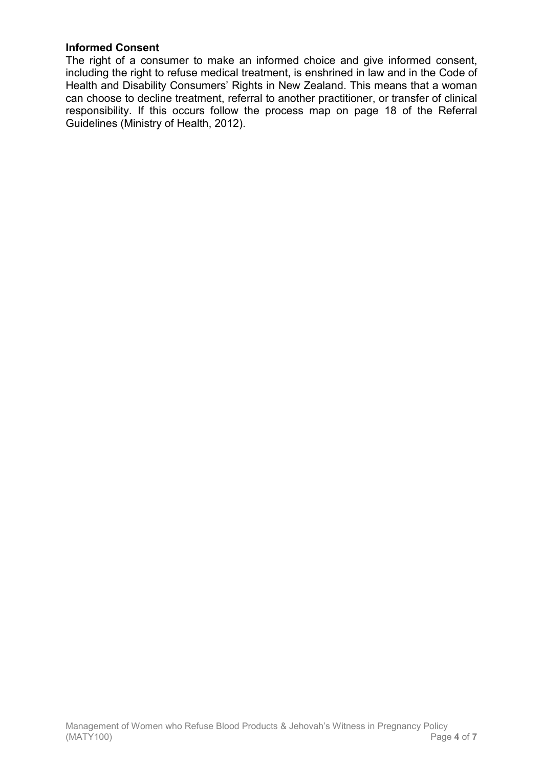**Informed Consent**

The right of a consumer to make an informed choice and give informed consent, including the right to refuse medical treatment, is enshrined in law and in the Code of Health and Disability Consumers' Rights in New Zealand. This means that a woman can choose to decline treatment, referral to another practitioner, or transfer of clinical responsibility. If this occurs follow the process map on page 18 of the Referral Guidelines (Ministry of Health, 2012).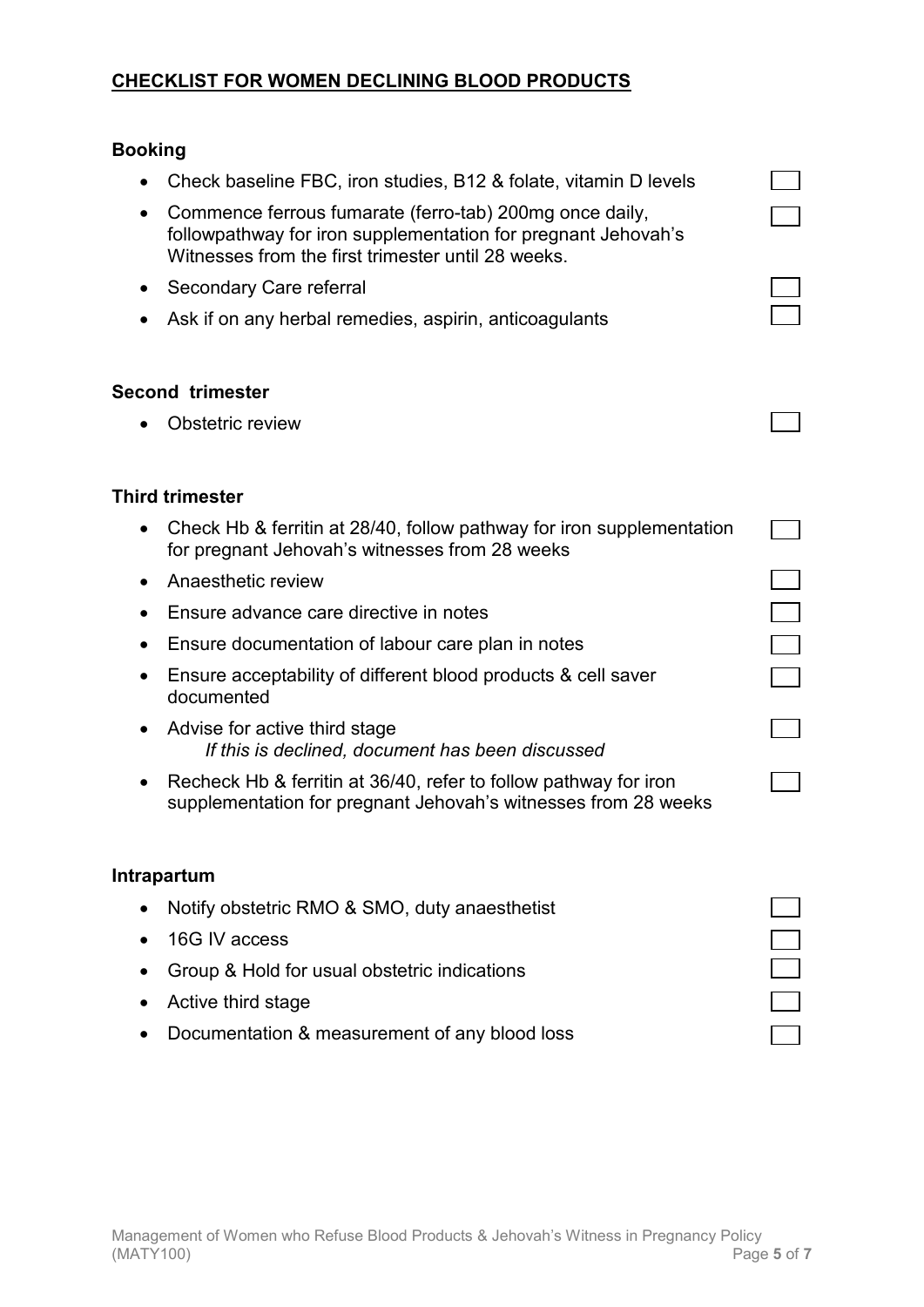## **CHECKLIST FOR WOMEN DECLINING BLOOD PRODUCTS**

### Booking

- Check baseline FBC, iron studies, B12 & folate, vitamin D levels ☐
- Commence ferrous fumarate (ferro-tab) 200mg once daily, followpathway for iron supplementation for pregnant Jehovah's Witnesses from the first trimester until 28 weeks. ☐
- Secondary Care referral ☐
- Ask if on any herbal remedies, aspirin, anticoagulants ☐

### Second trimester

- Obstetric review ☐

### Third trimester

- Check Hb & ferritin at 28/40, follow pathway for iron supplementation for pregnant Jehovah's witnesses from 28 weeks ☐
- Anaesthetic review ☐
- Ensure advance care directive in notes ☐
- Ensure documentation of labour care plan in notes ☐
- Ensure acceptability of different blood products & cell saver documented ☐
- Advise for active third stage ☐
  *If this is declined, document has been discussed*
- Recheck Hb & ferritin at 36/40, refer to follow pathway for iron supplementation for pregnant Jehovah's witnesses from 28 weeks ☐

### Intrapartum

- Notify obstetric RMO & SMO, duty anaesthetist ☐
- 16G IV access ☐
- Group & Hold for usual obstetric indications ☐
- Active third stage ☐
- Documentation & measurement of any blood loss ☐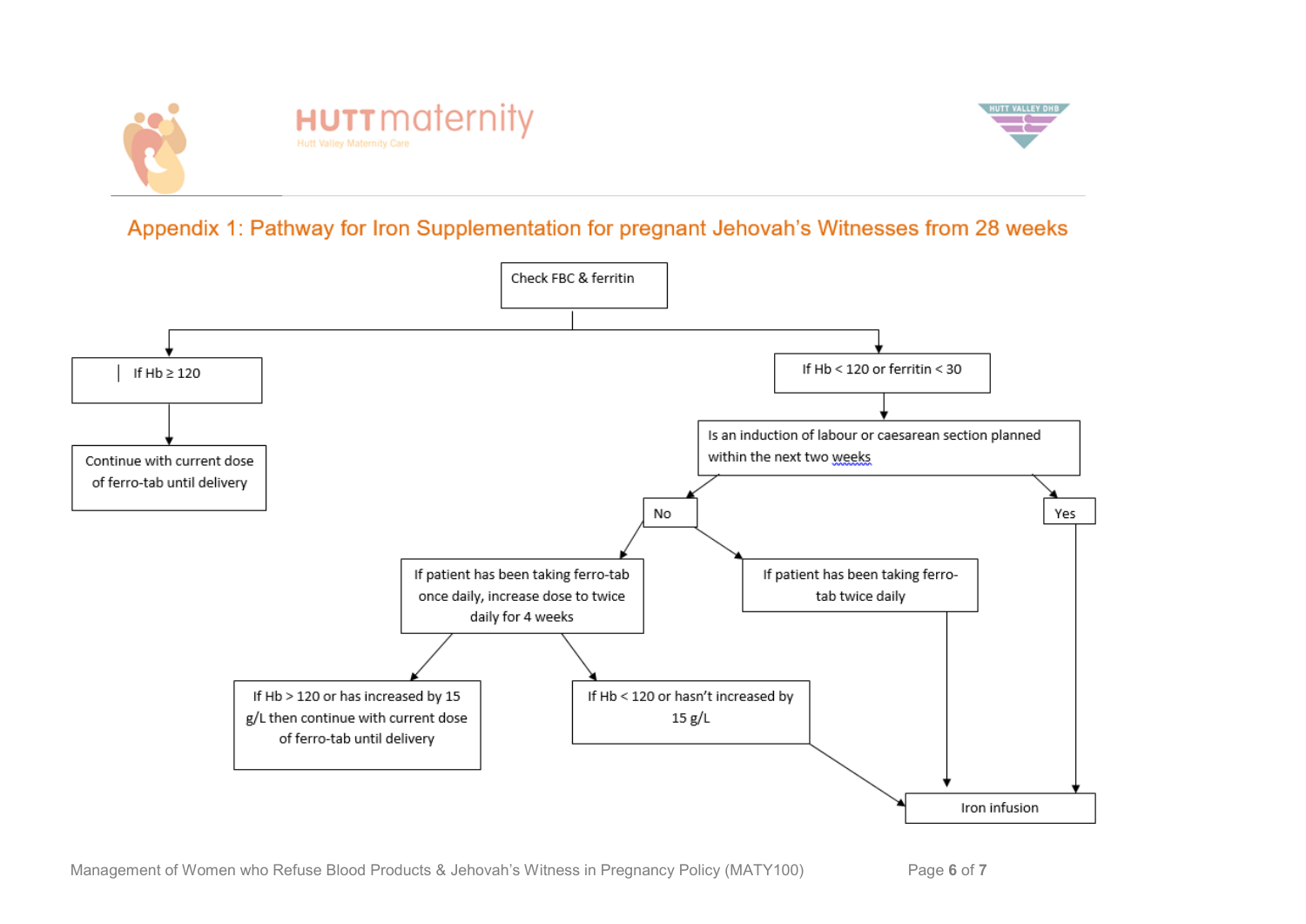## Appendix 1: Pathway for Iron Supplementation for pregnant Jehovah's Witnesses from 28 weeks

Check FBC & ferritin

- If Hb ≥ 120
  - Continue with current dose of ferro-tab until delivery
- If Hb < 120 or ferritin < 30
  - Is an induction of labour or caesarean section planned within the next two weeks
    - No
      - If patient has been taking ferro-tab once daily, increase dose to twice daily for 4 weeks
        - If Hb > 120 or has increased by 15 g/L then continue with current dose of ferro-tab until delivery
        - If Hb < 120 or hasn't increased by 15 g/L
          - Iron infusion
      - If patient has been taking ferro-tab twice daily
        - Iron infusion
    - Yes
      - Iron infusion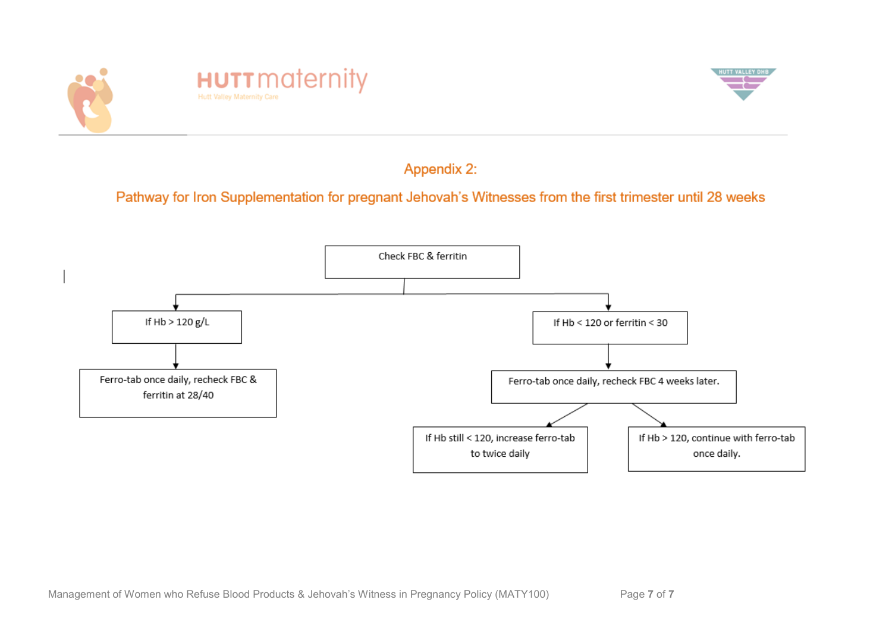## Appendix 2:

## Pathway for Iron Supplementation for pregnant Jehovah's Witnesses from the first trimester until 28 weeks

Check FBC & ferritin

If Hb > 120 g/L

Ferro-tab once daily, recheck FBC & ferritin at 28/40

If Hb < 120 or ferritin < 30

Ferro-tab once daily, recheck FBC 4 weeks later.

If Hb still < 120, increase ferro-tab to twice daily

If Hb > 120, continue with ferro-tab once daily.